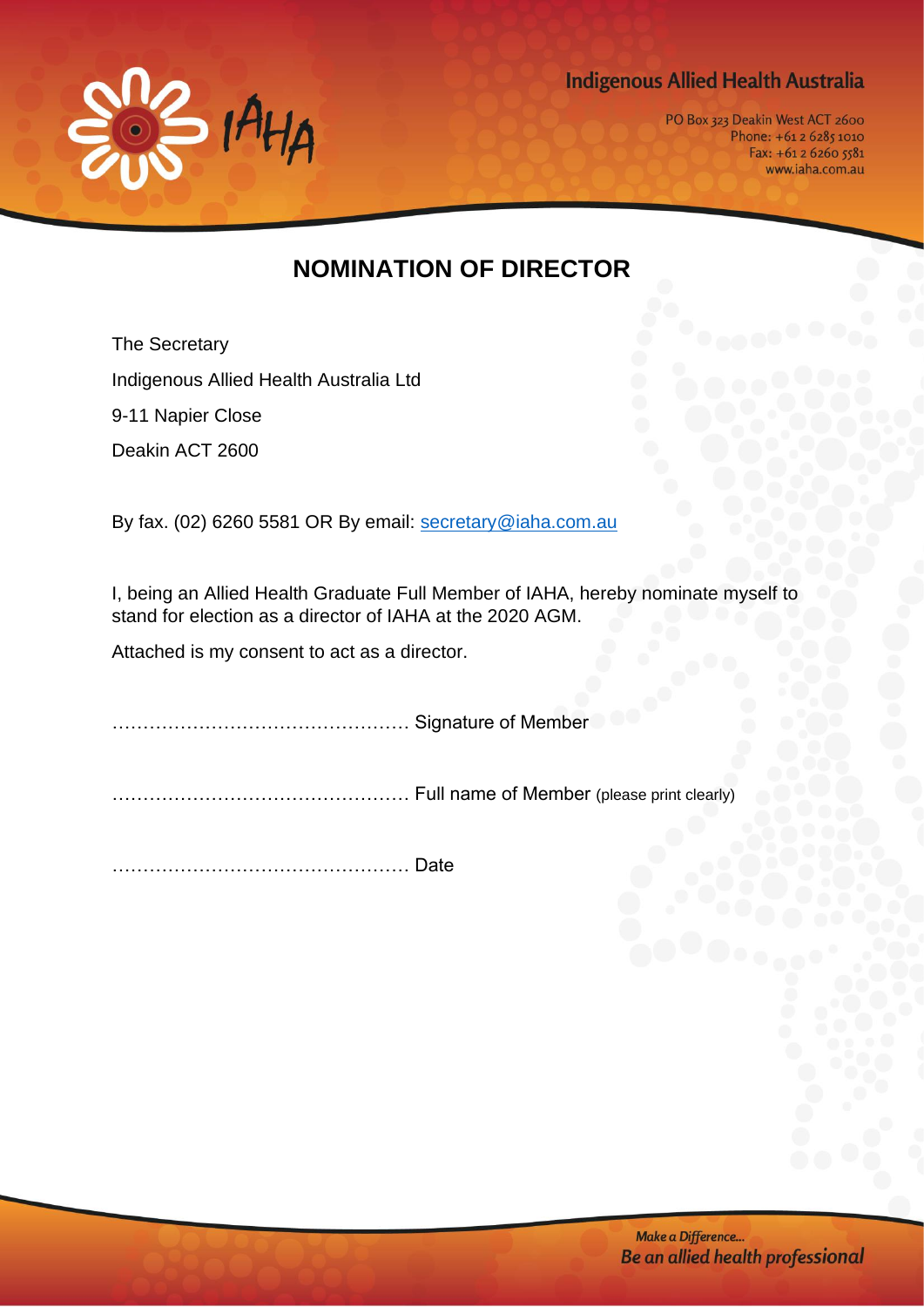Indigenous Allied Health Australia

PO Box 323 Deakin West ACT 2600
Phone: +61 2 6285 1010
Fax: +61 2 6260 5581
www.iaha.com.au

# NOMINATION OF DIRECTOR

The Secretary

Indigenous Allied Health Australia Ltd

9-11 Napier Close

Deakin ACT 2600

By fax. (02) 6260 5581 OR By email: secretary@iaha.com.au

I, being an Allied Health Graduate Full Member of IAHA, hereby nominate myself to stand for election as a director of IAHA at the 2020 AGM.

Attached is my consent to act as a director.

………………………………………… Signature of Member

………………………………………… Full name of Member (please print clearly)

………………………………………… Date

*Make a Difference...*
***Be an allied health professional***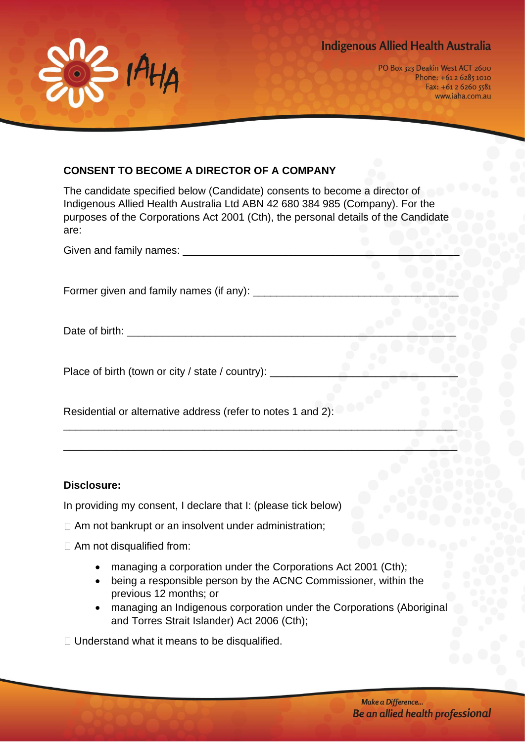## CONSENT TO BECOME A DIRECTOR OF A COMPANY

The candidate specified below (Candidate) consents to become a director of Indigenous Allied Health Australia Ltd ABN 42 680 384 985 (Company). For the purposes of the Corporations Act 2001 (Cth), the personal details of the Candidate are:

Given and family names: ______________________________________________

Former given and family names (if any): __________________________________

Date of birth: ______________________________________________________

Place of birth (town or city / state / country): _______________________________

Residential or alternative address (refer to notes 1 and 2):

_________________________________________________________________

_________________________________________________________________

**Disclosure:**

In providing my consent, I declare that I: (please tick below)

☐ Am not bankrupt or an insolvent under administration;

☐ Am not disqualified from:

- managing a corporation under the Corporations Act 2001 (Cth);
- being a responsible person by the ACNC Commissioner, within the previous 12 months; or
- managing an Indigenous corporation under the Corporations (Aboriginal and Torres Strait Islander) Act 2006 (Cth);

☐ Understand what it means to be disqualified.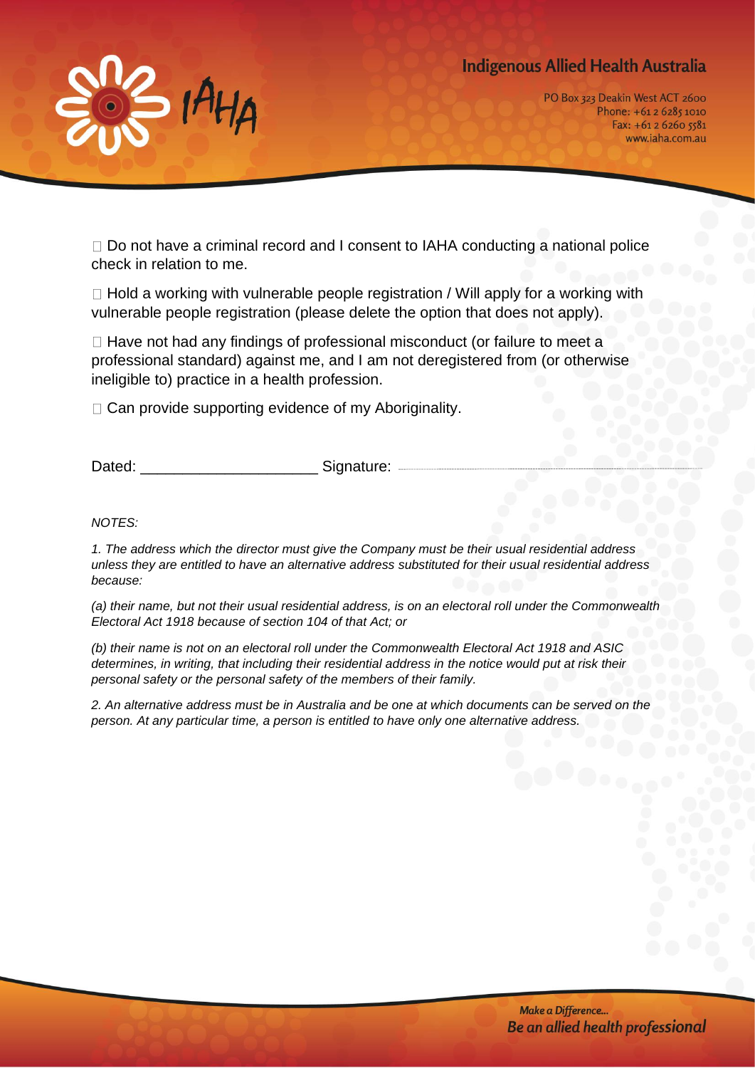☐ Do not have a criminal record and I consent to IAHA conducting a national police check in relation to me.

☐ Hold a working with vulnerable people registration / Will apply for a working with vulnerable people registration (please delete the option that does not apply).

☐ Have not had any findings of professional misconduct (or failure to meet a professional standard) against me, and I am not deregistered from (or otherwise ineligible to) practice in a health profession.

☐ Can provide supporting evidence of my Aboriginality.

Dated: ____________________ Signature: ____________________

*NOTES:*

*1. The address which the director must give the Company must be their usual residential address unless they are entitled to have an alternative address substituted for their usual residential address because:*

*(a) their name, but not their usual residential address, is on an electoral roll under the Commonwealth Electoral Act 1918 because of section 104 of that Act; or*

*(b) their name is not on an electoral roll under the Commonwealth Electoral Act 1918 and ASIC determines, in writing, that including their residential address in the notice would put at risk their personal safety or the personal safety of the members of their family.*

*2. An alternative address must be in Australia and be one at which documents can be served on the person. At any particular time, a person is entitled to have only one alternative address.*